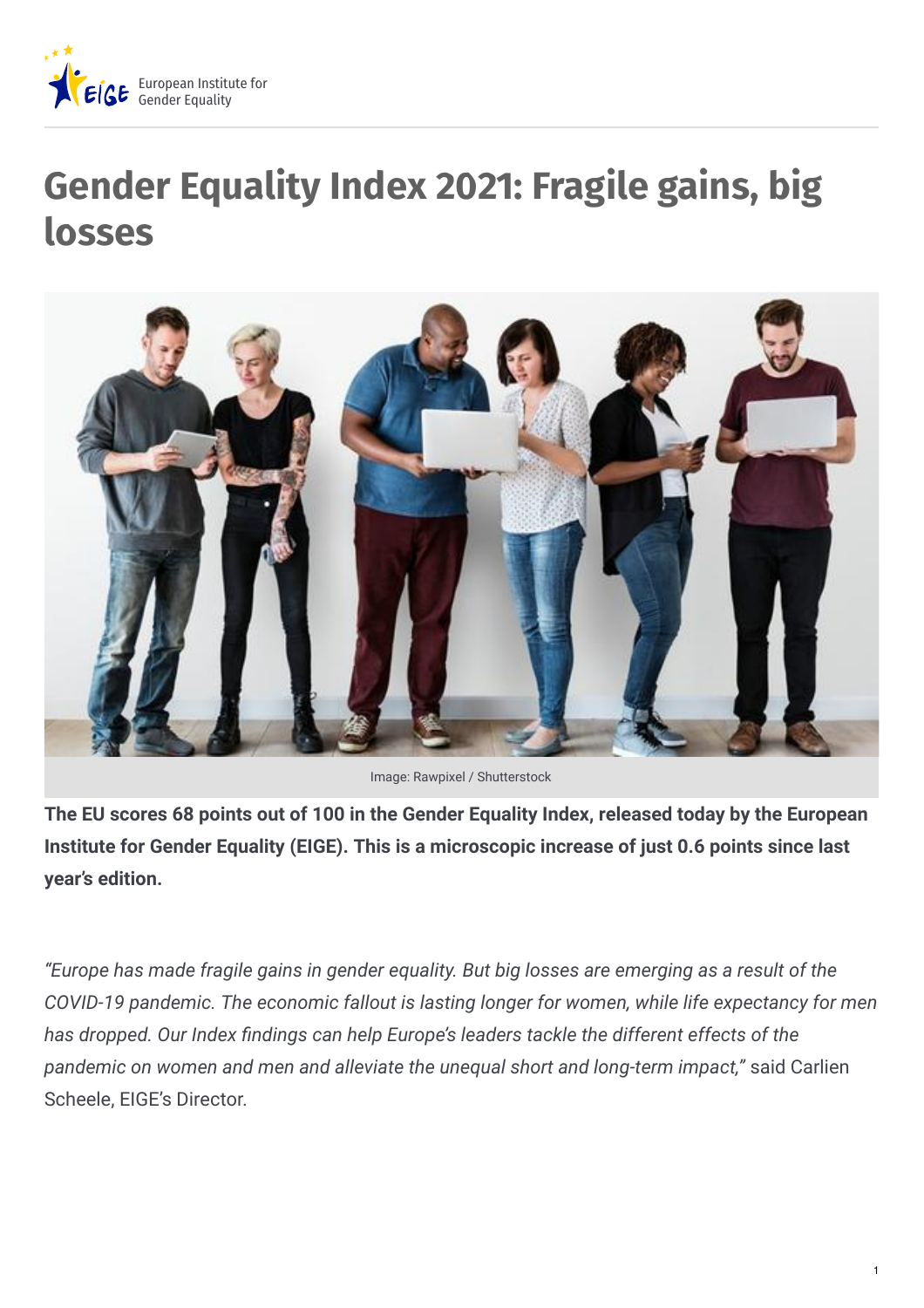European Institute for Gender Equality

# Gender Equality Index 2021: Fragile gains, big losses

Image: Rawpixel / Shutterstock

**The EU scores 68 points out of 100 in the Gender Equality Index, released today by the European Institute for Gender Equality (EIGE). This is a microscopic increase of just 0.6 points since last year's edition.**

*"Europe has made fragile gains in gender equality. But big losses are emerging as a result of the COVID-19 pandemic. The economic fallout is lasting longer for women, while life expectancy for men has dropped. Our Index findings can help Europe's leaders tackle the different effects of the pandemic on women and men and alleviate the unequal short and long-term impact,"* said Carlien Scheele, EIGE's Director.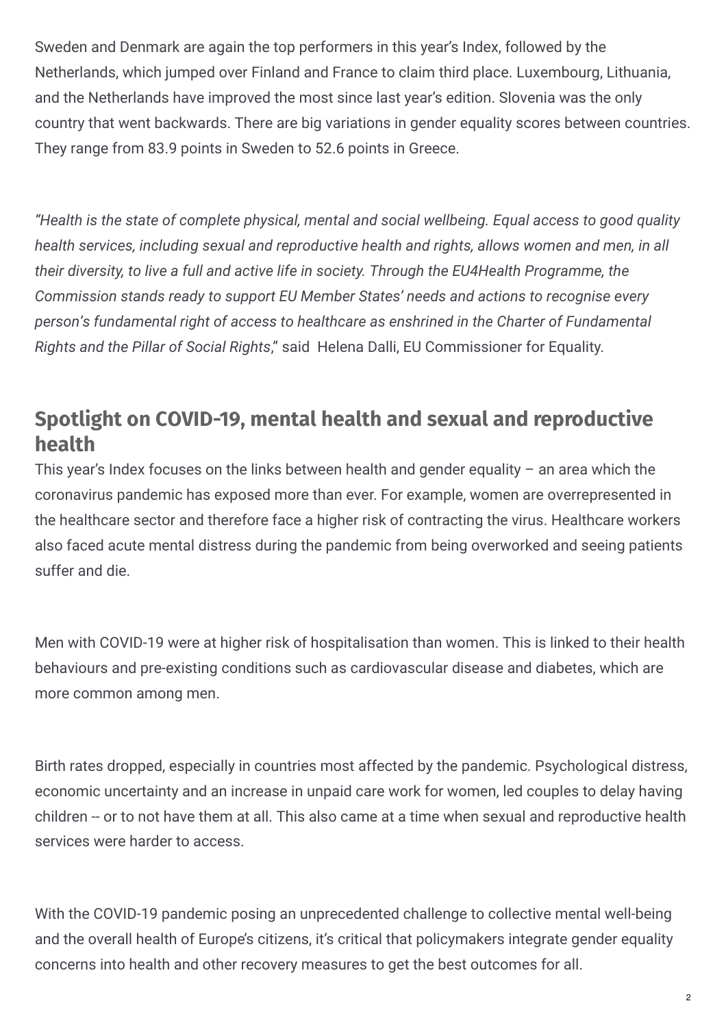Sweden and Denmark are again the top performers in this year's Index, followed by the Netherlands, which jumped over Finland and France to claim third place. Luxembourg, Lithuania, and the Netherlands have improved the most since last year's edition. Slovenia was the only country that went backwards. There are big variations in gender equality scores between countries. They range from 83.9 points in Sweden to 52.6 points in Greece.

*"Health is the state of complete physical, mental and social wellbeing. Equal access to good quality health services, including sexual and reproductive health and rights, allows women and men, in all their diversity, to live a full and active life in society. Through the EU4Health Programme, the Commission stands ready to support EU Member States' needs and actions to recognise every person's fundamental right of access to healthcare as enshrined in the Charter of Fundamental Rights and the Pillar of Social Rights*," said Helena Dalli, EU Commissioner for Equality.

## Spotlight on COVID-19, mental health and sexual and reproductive health

This year's Index focuses on the links between health and gender equality – an area which the coronavirus pandemic has exposed more than ever. For example, women are overrepresented in the healthcare sector and therefore face a higher risk of contracting the virus. Healthcare workers also faced acute mental distress during the pandemic from being overworked and seeing patients suffer and die.

Men with COVID-19 were at higher risk of hospitalisation than women. This is linked to their health behaviours and pre-existing conditions such as cardiovascular disease and diabetes, which are more common among men.

Birth rates dropped, especially in countries most affected by the pandemic. Psychological distress, economic uncertainty and an increase in unpaid care work for women, led couples to delay having children -- or to not have them at all. This also came at a time when sexual and reproductive health services were harder to access.

With the COVID-19 pandemic posing an unprecedented challenge to collective mental well-being and the overall health of Europe's citizens, it's critical that policymakers integrate gender equality concerns into health and other recovery measures to get the best outcomes for all.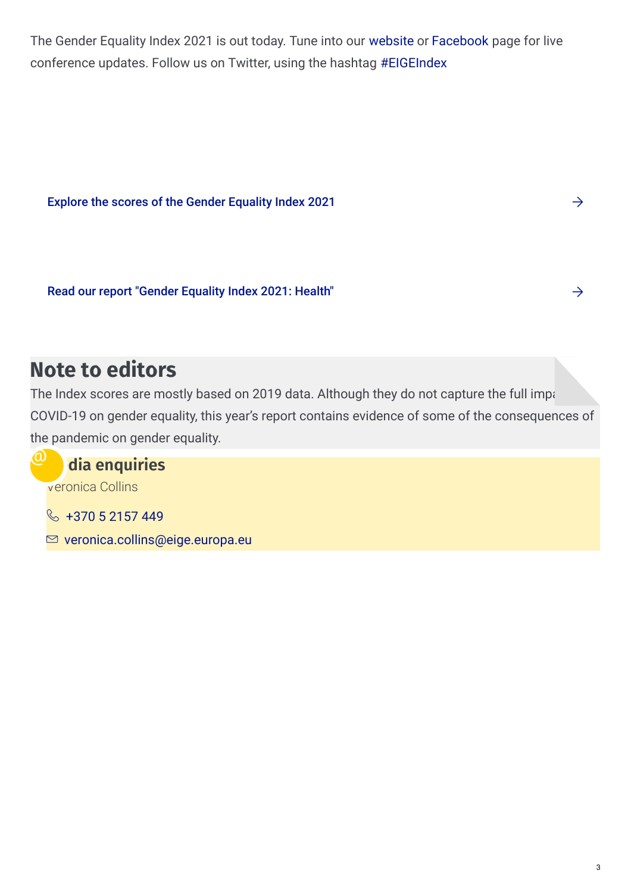The Gender Equality Index 2021 is out today. Tune into our website or Facebook page for live conference updates. Follow us on Twitter, using the hashtag #EIGEIndex

Explore the scores of the Gender Equality Index 2021 →

Read our report "Gender Equality Index 2021: Health" →

## Note to editors

The Index scores are mostly based on 2019 data. Although they do not capture the full impa COVID-19 on gender equality, this year's report contains evidence of some of the consequences of the pandemic on gender equality.

### dia enquiries

veronica Collins

+370 5 2157 449

veronica.collins@eige.europa.eu